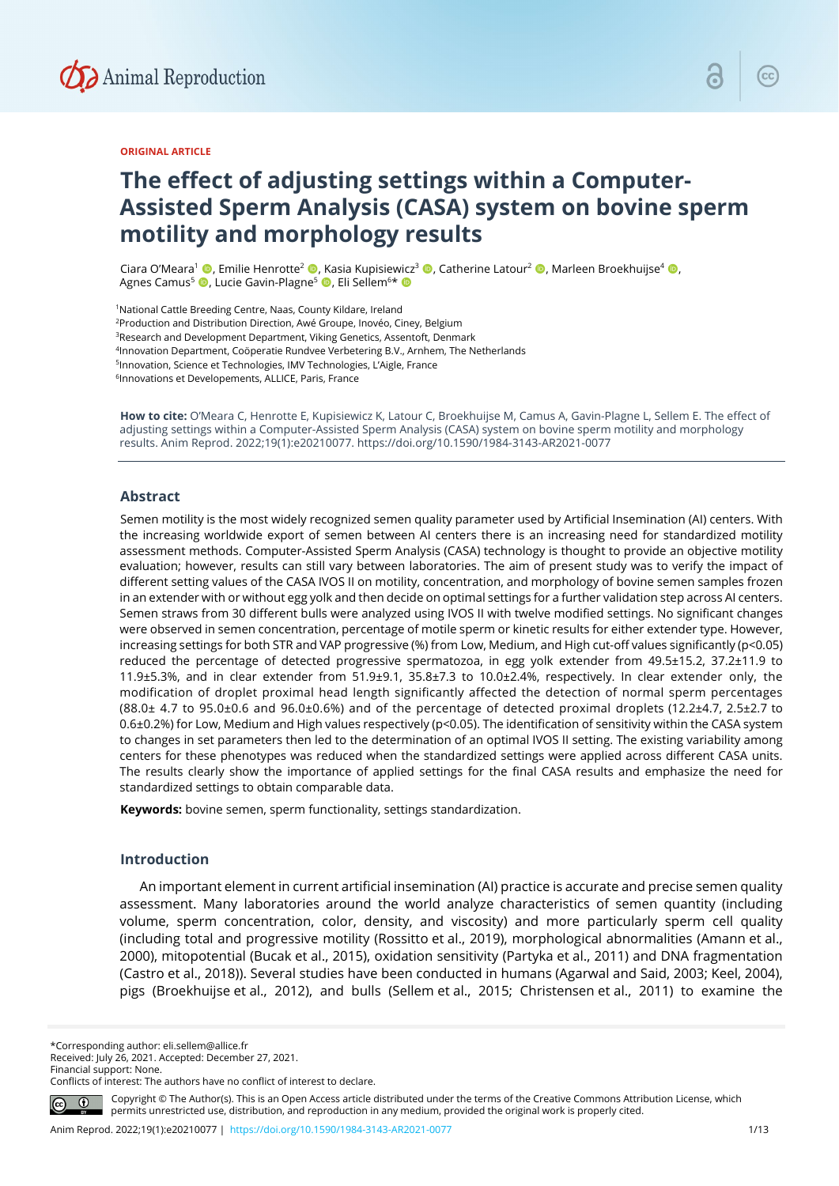ORIGINAL ARTICLE

# The effect of adjusting settings within a Computer-Assisted Sperm Analysis (CASA) system on bovine sperm motility and morphology results

Ciara O'Meara[1], Emilie Henrotte[2], Kasia Kupisiewicz[3], Catherine Latour[2], Marleen Broekhuijse[4], Agnes Camus[5], Lucie Gavin-Plagne[5], Eli Sellem[6]*

[1]National Cattle Breeding Centre, Naas, County Kildare, Ireland
[2]Production and Distribution Direction, Awé Groupe, Inovéo, Ciney, Belgium
[3]Research and Development Department, Viking Genetics, Assentoft, Denmark
[4]Innovation Department, Coöperatie Rundvee Verbetering B.V., Arnhem, The Netherlands
[5]Innovation, Science et Technologies, IMV Technologies, L'Aigle, France
[6]Innovations et Developements, ALLICE, Paris, France

**How to cite:** O'Meara C, Henrotte E, Kupisiewicz K, Latour C, Broekhuijse M, Camus A, Gavin-Plagne L, Sellem E. The effect of adjusting settings within a Computer-Assisted Sperm Analysis (CASA) system on bovine sperm motility and morphology results. Anim Reprod. 2022;19(1):e20210077. https://doi.org/10.1590/1984-3143-AR2021-0077

## Abstract

Semen motility is the most widely recognized semen quality parameter used by Artificial Insemination (AI) centers. With the increasing worldwide export of semen between AI centers there is an increasing need for standardized motility assessment methods. Computer-Assisted Sperm Analysis (CASA) technology is thought to provide an objective motility evaluation; however, results can still vary between laboratories. The aim of present study was to verify the impact of different setting values of the CASA IVOS II on motility, concentration, and morphology of bovine semen samples frozen in an extender with or without egg yolk and then decide on optimal settings for a further validation step across AI centers. Semen straws from 30 different bulls were analyzed using IVOS II with twelve modified settings. No significant changes were observed in semen concentration, percentage of motile sperm or kinetic results for either extender type. However, increasing settings for both STR and VAP progressive (%) from Low, Medium, and High cut-off values significantly ($p<0.05$) reduced the percentage of detected progressive spermatozoa, in egg yolk extender from 49.5±15.2, 37.2±11.9 to 11.9±5.3%, and in clear extender from 51.9±9.1, 35.8±7.3 to 10.0±2.4%, respectively. In clear extender only, the modification of droplet proximal head length significantly affected the detection of normal sperm percentages (88.0± 4.7 to 95.0±0.6 and 96.0±0.6%) and of the percentage of detected proximal droplets (12.2±4.7, 2.5±2.7 to 0.6±0.2%) for Low, Medium and High values respectively ($p<0.05$). The identification of sensitivity within the CASA system to changes in set parameters then led to the determination of an optimal IVOS II setting. The existing variability among centers for these phenotypes was reduced when the standardized settings were applied across different CASA units. The results clearly show the importance of applied settings for the final CASA results and emphasize the need for standardized settings to obtain comparable data.

**Keywords:** bovine semen, sperm functionality, settings standardization.

## Introduction

An important element in current artificial insemination (AI) practice is accurate and precise semen quality assessment. Many laboratories around the world analyze characteristics of semen quantity (including volume, sperm concentration, color, density, and viscosity) and more particularly sperm cell quality (including total and progressive motility (Rossitto et al., 2019), morphological abnormalities (Amann et al., 2000), mitopotential (Bucak et al., 2015), oxidation sensitivity (Partyka et al., 2011) and DNA fragmentation (Castro et al., 2018)). Several studies have been conducted in humans (Agarwal and Said, 2003; Keel, 2004), pigs (Broekhuijse et al., 2012), and bulls (Sellem et al., 2015; Christensen et al., 2011) to examine the

*Corresponding author: eli.sellem@allice.fr
Received: July 26, 2021. Accepted: December 27, 2021.
Financial support: None.
Conflicts of interest: The authors have no conflict of interest to declare.

Copyright © The Author(s). This is an Open Access article distributed under the terms of the Creative Commons Attribution License, which permits unrestricted use, distribution, and reproduction in any medium, provided the original work is properly cited.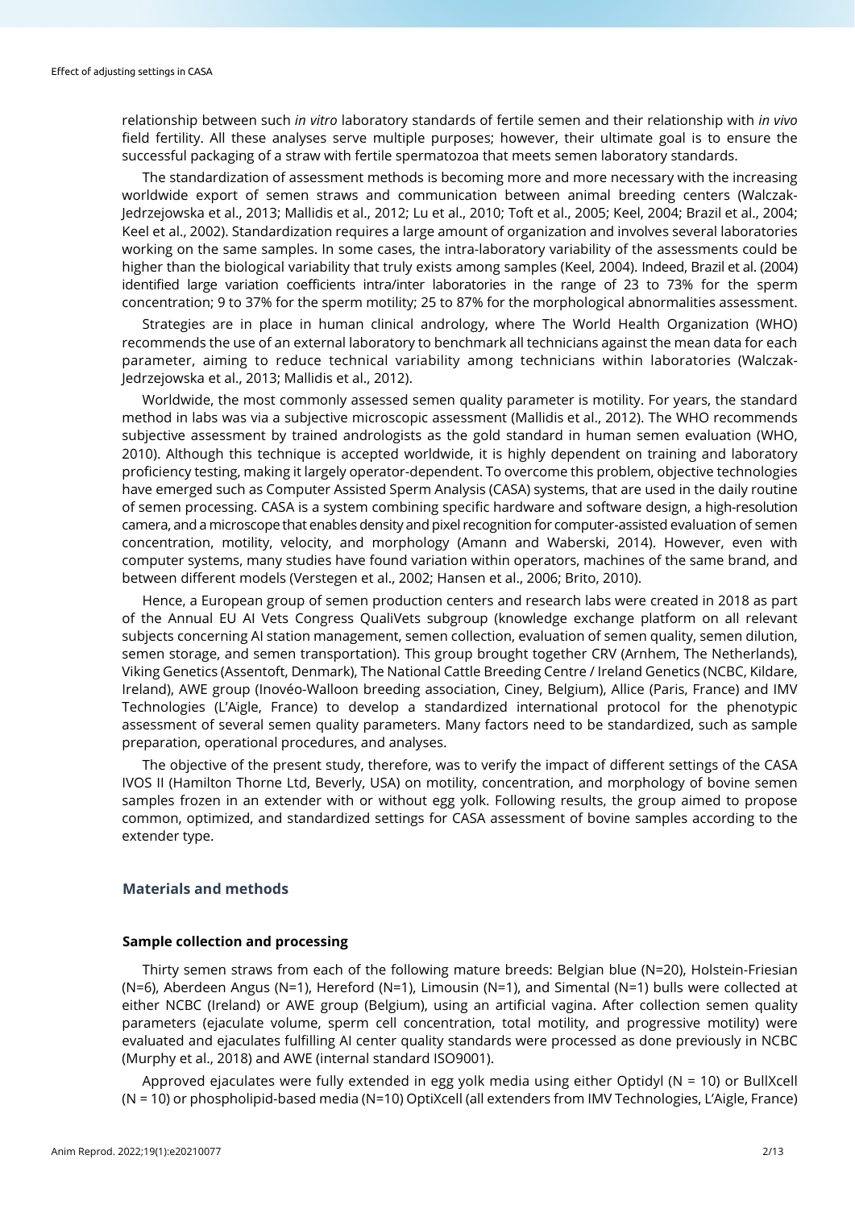relationship between such *in vitro* laboratory standards of fertile semen and their relationship with *in vivo* field fertility. All these analyses serve multiple purposes; however, their ultimate goal is to ensure the successful packaging of a straw with fertile spermatozoa that meets semen laboratory standards.

The standardization of assessment methods is becoming more and more necessary with the increasing worldwide export of semen straws and communication between animal breeding centers (Walczak-Jedrzejowska et al., 2013; Mallidis et al., 2012; Lu et al., 2010; Toft et al., 2005; Keel, 2004; Brazil et al., 2004; Keel et al., 2002). Standardization requires a large amount of organization and involves several laboratories working on the same samples. In some cases, the intra-laboratory variability of the assessments could be higher than the biological variability that truly exists among samples (Keel, 2004). Indeed, Brazil et al. (2004) identified large variation coefficients intra/inter laboratories in the range of 23 to 73% for the sperm concentration; 9 to 37% for the sperm motility; 25 to 87% for the morphological abnormalities assessment.

Strategies are in place in human clinical andrology, where The World Health Organization (WHO) recommends the use of an external laboratory to benchmark all technicians against the mean data for each parameter, aiming to reduce technical variability among technicians within laboratories (Walczak-Jedrzejowska et al., 2013; Mallidis et al., 2012).

Worldwide, the most commonly assessed semen quality parameter is motility. For years, the standard method in labs was via a subjective microscopic assessment (Mallidis et al., 2012). The WHO recommends subjective assessment by trained andrologists as the gold standard in human semen evaluation (WHO, 2010). Although this technique is accepted worldwide, it is highly dependent on training and laboratory proficiency testing, making it largely operator-dependent. To overcome this problem, objective technologies have emerged such as Computer Assisted Sperm Analysis (CASA) systems, that are used in the daily routine of semen processing. CASA is a system combining specific hardware and software design, a high-resolution camera, and a microscope that enables density and pixel recognition for computer-assisted evaluation of semen concentration, motility, velocity, and morphology (Amann and Waberski, 2014). However, even with computer systems, many studies have found variation within operators, machines of the same brand, and between different models (Verstegen et al., 2002; Hansen et al., 2006; Brito, 2010).

Hence, a European group of semen production centers and research labs were created in 2018 as part of the Annual EU AI Vets Congress QualiVets subgroup (knowledge exchange platform on all relevant subjects concerning AI station management, semen collection, evaluation of semen quality, semen dilution, semen storage, and semen transportation). This group brought together CRV (Arnhem, The Netherlands), Viking Genetics (Assentoft, Denmark), The National Cattle Breeding Centre / Ireland Genetics (NCBC, Kildare, Ireland), AWE group (Inovéo-Walloon breeding association, Ciney, Belgium), Allice (Paris, France) and IMV Technologies (L'Aigle, France) to develop a standardized international protocol for the phenotypic assessment of several semen quality parameters. Many factors need to be standardized, such as sample preparation, operational procedures, and analyses.

The objective of the present study, therefore, was to verify the impact of different settings of the CASA IVOS II (Hamilton Thorne Ltd, Beverly, USA) on motility, concentration, and morphology of bovine semen samples frozen in an extender with or without egg yolk. Following results, the group aimed to propose common, optimized, and standardized settings for CASA assessment of bovine samples according to the extender type.

## Materials and methods

### Sample collection and processing

Thirty semen straws from each of the following mature breeds: Belgian blue (N=20), Holstein-Friesian (N=6), Aberdeen Angus (N=1), Hereford (N=1), Limousin (N=1), and Simental (N=1) bulls were collected at either NCBC (Ireland) or AWE group (Belgium), using an artificial vagina. After collection semen quality parameters (ejaculate volume, sperm cell concentration, total motility, and progressive motility) were evaluated and ejaculates fulfilling AI center quality standards were processed as done previously in NCBC (Murphy et al., 2018) and AWE (internal standard ISO9001).

Approved ejaculates were fully extended in egg yolk media using either Optidyl (N = 10) or BullXcell (N = 10) or phospholipid-based media (N=10) OptiXcell (all extenders from IMV Technologies, L'Aigle, France)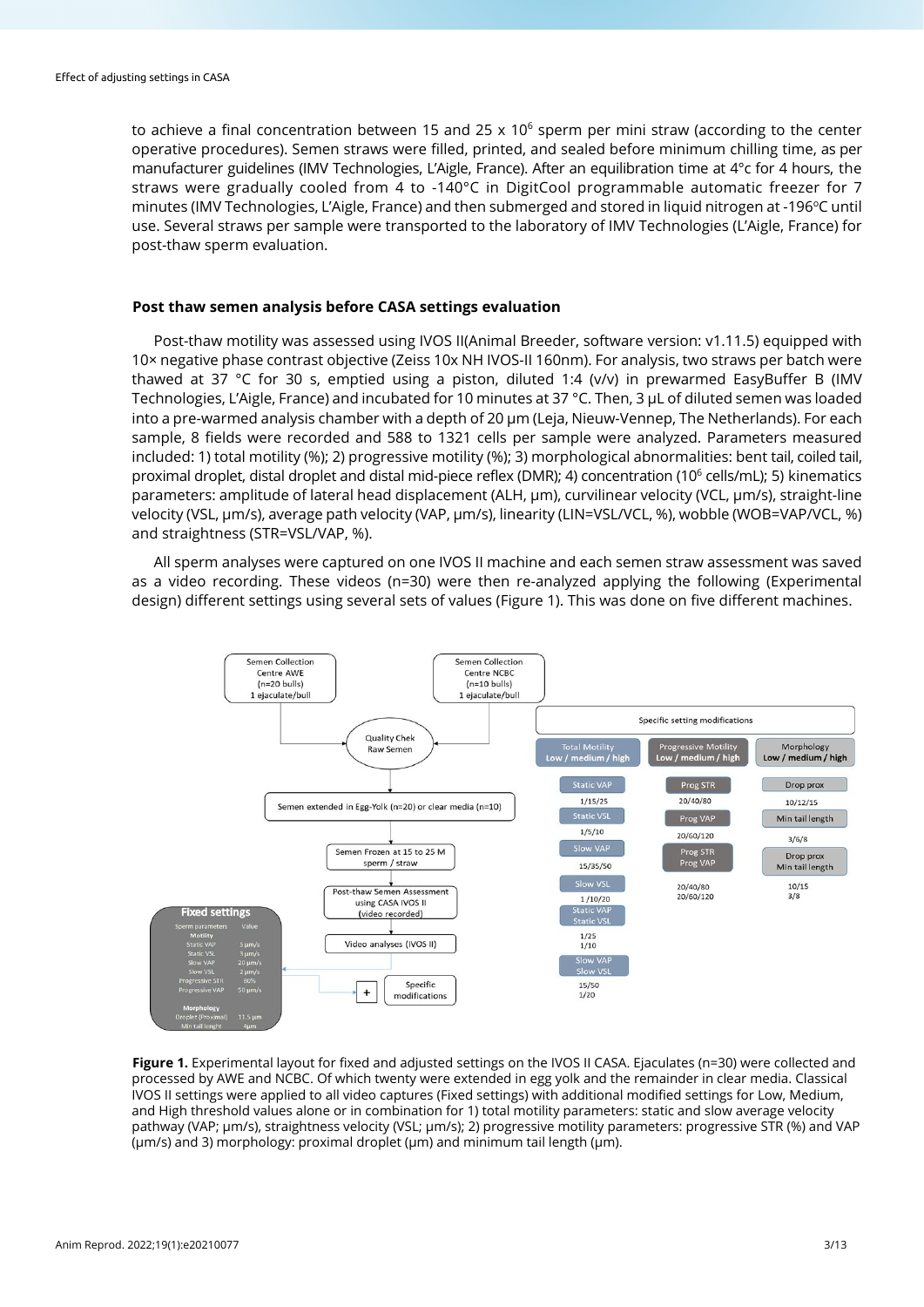to achieve a final concentration between 15 and 25 x $10^6$ sperm per mini straw (according to the center operative procedures). Semen straws were filled, printed, and sealed before minimum chilling time, as per manufacturer guidelines (IMV Technologies, L'Aigle, France). After an equilibration time at 4°c for 4 hours, the straws were gradually cooled from 4 to -140°C in DigitCool programmable automatic freezer for 7 minutes (IMV Technologies, L'Aigle, France) and then submerged and stored in liquid nitrogen at -196°C until use. Several straws per sample were transported to the laboratory of IMV Technologies (L'Aigle, France) for post-thaw sperm evaluation.

### Post thaw semen analysis before CASA settings evaluation

Post-thaw motility was assessed using IVOS II(Animal Breeder, software version: v1.11.5) equipped with 10× negative phase contrast objective (Zeiss 10x NH IVOS-II 160nm). For analysis, two straws per batch were thawed at 37 °C for 30 s, emptied using a piston, diluted 1:4 (v/v) in prewarmed EasyBuffer B (IMV Technologies, L'Aigle, France) and incubated for 10 minutes at 37 °C. Then, 3 µL of diluted semen was loaded into a pre-warmed analysis chamber with a depth of 20 µm (Leja, Nieuw-Vennep, The Netherlands). For each sample, 8 fields were recorded and 588 to 1321 cells per sample were analyzed. Parameters measured included: 1) total motility (%); 2) progressive motility (%); 3) morphological abnormalities: bent tail, coiled tail, proximal droplet, distal droplet and distal mid-piece reflex (DMR); 4) concentration ($10^6$ cells/mL); 5) kinematics parameters: amplitude of lateral head displacement (ALH, µm), curvilinear velocity (VCL, µm/s), straight-line velocity (VSL, µm/s), average path velocity (VAP, µm/s), linearity (LIN=VSL/VCL, %), wobble (WOB=VAP/VCL, %) and straightness (STR=VSL/VAP, %).

All sperm analyses were captured on one IVOS II machine and each semen straw assessment was saved as a video recording. These videos (n=30) were then re-analyzed applying the following (Experimental design) different settings using several sets of values (Figure 1). This was done on five different machines.

Semen Collection Centre AWE (n=20 bulls) 1 ejaculate/bull

Semen Collection Centre NCBC (n=10 bulls) 1 ejaculate/bull

Quality Chek Raw Semen

Semen extended in Egg-Yolk (n=20) or clear media (n=10)

Semen Frozen at 15 to 25 M sperm / straw

Post-thaw Semen Assessment using CASA IVOS II (video recorded)

Video analyses (IVOS II)

+ Specific modifications

**Fixed settings**

| Sperm parameters | Value |
|---|---|
| **Motility** | |
| Static VAP | 5 µm/s |
| Static VSL | 3 µm/s |
| Slow VAP | 20 µm/s |
| Slow VSL | 2 µm/s |
| Progressive STR | 80% |
| Progressive VAP | 50 µm/s |
| **Morphology** | |
| Droplet (Proximal) | 11.5 µm |
| Min tail lenght | 4µm |

**Specific setting modifications**

| Total Motility Low / medium / high | | Progressive Motility Low / medium / high | | Morphology Low / medium / high | |
|---|---|---|---|---|---|
| Static VAP | 1/15/25 | Prog STR | 20/40/80 | Drop prox | 10/12/15 |
| Static VSL | 1/5/10 | Prog VAP | 20/60/120 | Min tail length | 3/6/8 |
| Slow VAP | 15/35/50 | Prog STR, Prog VAP | 20/40/80, 20/60/120 | Drop prox, Min tail length | 10/15, 3/8 |
| Slow VSL | 1/10/20 | | | | |
| Static VAP, Static VSL | 1/25, 1/10 | | | | |
| Slow VAP, Slow VSL | 15/50, 1/20 | | | | |

**Figure 1.** Experimental layout for fixed and adjusted settings on the IVOS II CASA. Ejaculates (n=30) were collected and processed by AWE and NCBC. Of which twenty were extended in egg yolk and the remainder in clear media. Classical IVOS II settings were applied to all video captures (Fixed settings) with additional modified settings for Low, Medium, and High threshold values alone or in combination for 1) total motility parameters: static and slow average velocity pathway (VAP; µm/s), straightness velocity (VSL; µm/s); 2) progressive motility parameters: progressive STR (%) and VAP (µm/s) and 3) morphology: proximal droplet (µm) and minimum tail length (µm).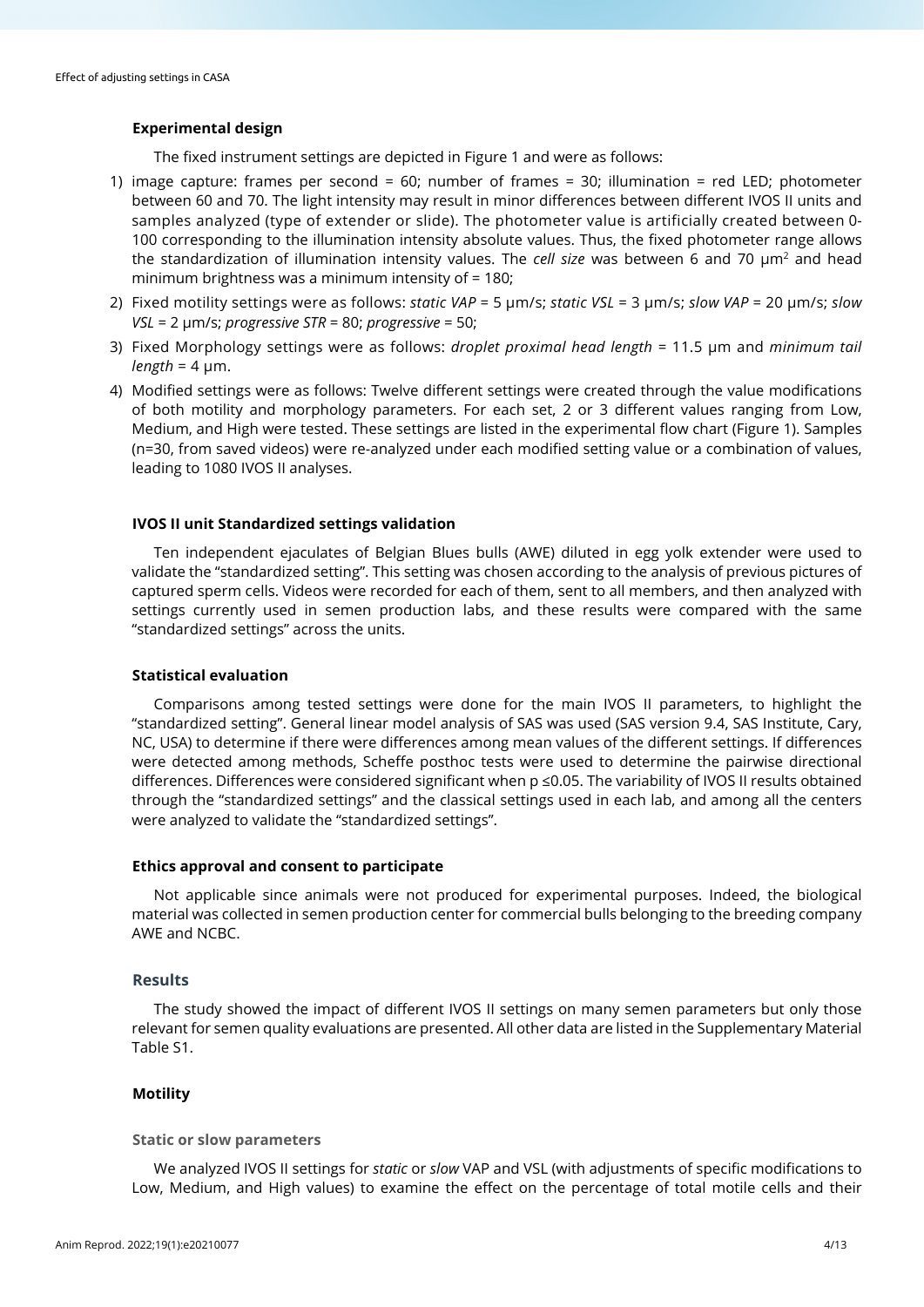### Experimental design

The fixed instrument settings are depicted in Figure 1 and were as follows:

1) image capture: frames per second = 60; number of frames = 30; illumination = red LED; photometer between 60 and 70. The light intensity may result in minor differences between different IVOS II units and samples analyzed (type of extender or slide). The photometer value is artificially created between 0-100 corresponding to the illumination intensity absolute values. Thus, the fixed photometer range allows the standardization of illumination intensity values. The *cell size* was between 6 and 70 μm$^2$ and head minimum brightness was a minimum intensity of = 180;
2) Fixed motility settings were as follows: *static VAP* = 5 μm/s; *static VSL* = 3 μm/s; *slow VAP* = 20 μm/s; *slow VSL* = 2 μm/s; *progressive STR* = 80; *progressive* = 50;
3) Fixed Morphology settings were as follows: *droplet proximal head length* = 11.5 μm and *minimum tail length* = 4 μm.
4) Modified settings were as follows: Twelve different settings were created through the value modifications of both motility and morphology parameters. For each set, 2 or 3 different values ranging from Low, Medium, and High were tested. These settings are listed in the experimental flow chart (Figure 1). Samples (n=30, from saved videos) were re-analyzed under each modified setting value or a combination of values, leading to 1080 IVOS II analyses.

### IVOS II unit Standardized settings validation

Ten independent ejaculates of Belgian Blues bulls (AWE) diluted in egg yolk extender were used to validate the "standardized setting". This setting was chosen according to the analysis of previous pictures of captured sperm cells. Videos were recorded for each of them, sent to all members, and then analyzed with settings currently used in semen production labs, and these results were compared with the same "standardized settings" across the units.

### Statistical evaluation

Comparisons among tested settings were done for the main IVOS II parameters, to highlight the "standardized setting". General linear model analysis of SAS was used (SAS version 9.4, SAS Institute, Cary, NC, USA) to determine if there were differences among mean values of the different settings. If differences were detected among methods, Scheffe posthoc tests were used to determine the pairwise directional differences. Differences were considered significant when $p \leq 0.05$. The variability of IVOS II results obtained through the "standardized settings" and the classical settings used in each lab, and among all the centers were analyzed to validate the "standardized settings".

### Ethics approval and consent to participate

Not applicable since animals were not produced for experimental purposes. Indeed, the biological material was collected in semen production center for commercial bulls belonging to the breeding company AWE and NCBC.

## Results

The study showed the impact of different IVOS II settings on many semen parameters but only those relevant for semen quality evaluations are presented. All other data are listed in the Supplementary Material Table S1.

### Motility

#### Static or slow parameters

We analyzed IVOS II settings for *static* or *slow* VAP and VSL (with adjustments of specific modifications to Low, Medium, and High values) to examine the effect on the percentage of total motile cells and their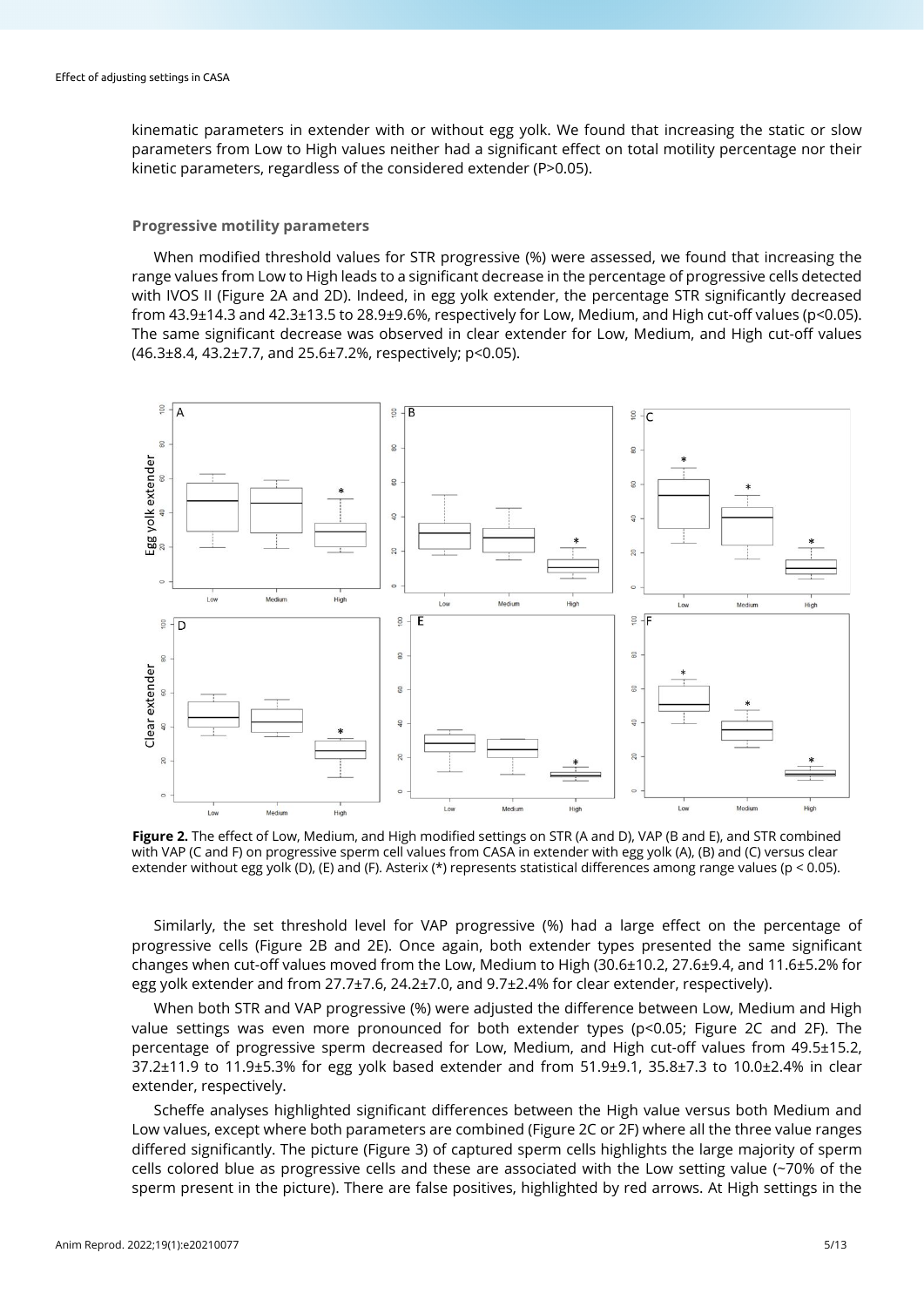kinematic parameters in extender with or without egg yolk. We found that increasing the static or slow parameters from Low to High values neither had a significant effect on total motility percentage nor their kinetic parameters, regardless of the considered extender (P>0.05).

### Progressive motility parameters

When modified threshold values for STR progressive (%) were assessed, we found that increasing the range values from Low to High leads to a significant decrease in the percentage of progressive cells detected with IVOS II (Figure 2A and 2D). Indeed, in egg yolk extender, the percentage STR significantly decreased from 43.9±14.3 and 42.3±13.5 to 28.9±9.6%, respectively for Low, Medium, and High cut-off values ($p<0.05$). The same significant decrease was observed in clear extender for Low, Medium, and High cut-off values (46.3±8.4, 43.2±7.7, and 25.6±7.2%, respectively; $p<0.05$).

**Figure 2.** The effect of Low, Medium, and High modified settings on STR (A and D), VAP (B and E), and STR combined with VAP (C and F) on progressive sperm cell values from CASA in extender with egg yolk (A), (B) and (C) versus clear extender without egg yolk (D), (E) and (F). Asterix (*) represents statistical differences among range values ($p < 0.05$).

Similarly, the set threshold level for VAP progressive (%) had a large effect on the percentage of progressive cells (Figure 2B and 2E). Once again, both extender types presented the same significant changes when cut-off values moved from the Low, Medium to High (30.6±10.2, 27.6±9.4, and 11.6±5.2% for egg yolk extender and from 27.7±7.6, 24.2±7.0, and 9.7±2.4% for clear extender, respectively).

When both STR and VAP progressive (%) were adjusted the difference between Low, Medium and High value settings was even more pronounced for both extender types ($p<0.05$; Figure 2C and 2F). The percentage of progressive sperm decreased for Low, Medium, and High cut-off values from 49.5±15.2, 37.2±11.9 to 11.9±5.3% for egg yolk based extender and from 51.9±9.1, 35.8±7.3 to 10.0±2.4% in clear extender, respectively.

Scheffe analyses highlighted significant differences between the High value versus both Medium and Low values, except where both parameters are combined (Figure 2C or 2F) where all the three value ranges differed significantly. The picture (Figure 3) of captured sperm cells highlights the large majority of sperm cells colored blue as progressive cells and these are associated with the Low setting value (~70% of the sperm present in the picture). There are false positives, highlighted by red arrows. At High settings in the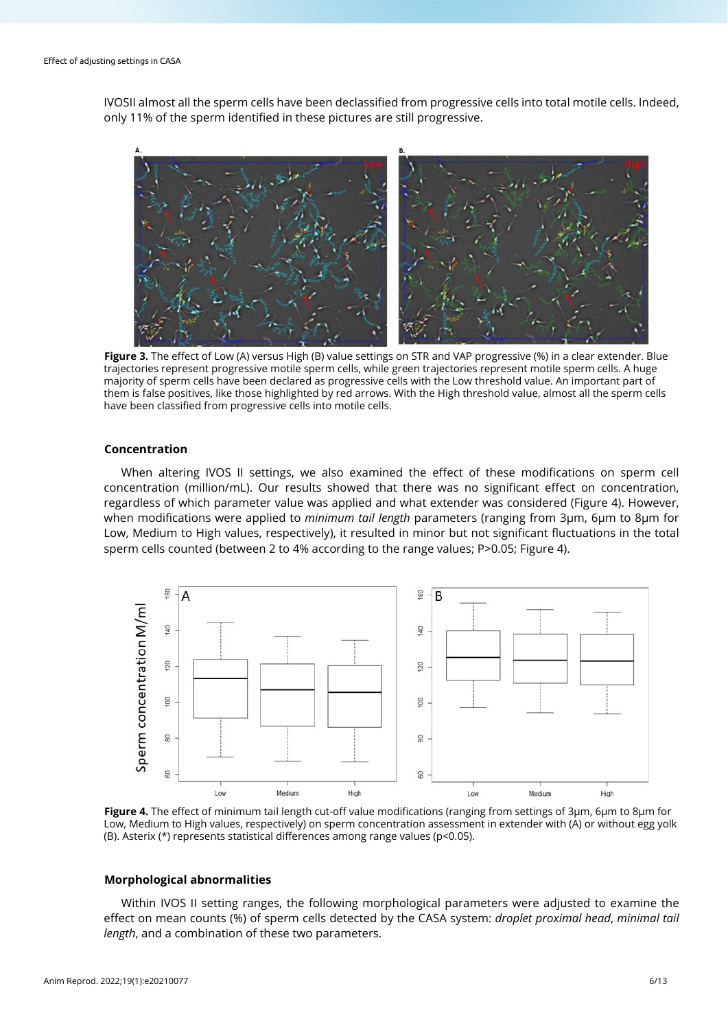IVOSII almost all the sperm cells have been declassified from progressive cells into total motile cells. Indeed, only 11% of the sperm identified in these pictures are still progressive.

**Figure 3.** The effect of Low (A) versus High (B) value settings on STR and VAP progressive (%) in a clear extender. Blue trajectories represent progressive motile sperm cells, while green trajectories represent motile sperm cells. A huge majority of sperm cells have been declared as progressive cells with the Low threshold value. An important part of them is false positives, like those highlighted by red arrows. With the High threshold value, almost all the sperm cells have been classified from progressive cells into motile cells.

### Concentration

When altering IVOS II settings, we also examined the effect of these modifications on sperm cell concentration (million/mL). Our results showed that there was no significant effect on concentration, regardless of which parameter value was applied and what extender was considered (Figure 4). However, when modifications were applied to *minimum tail length* parameters (ranging from 3µm, 6µm to 8µm for Low, Medium to High values, respectively), it resulted in minor but not significant fluctuations in the total sperm cells counted (between 2 to 4% according to the range values; P>0.05; Figure 4).

**Figure 4.** The effect of minimum tail length cut-off value modifications (ranging from settings of 3µm, 6µm to 8µm for Low, Medium to High values, respectively) on sperm concentration assessment in extender with (A) or without egg yolk (B). Asterix (*) represents statistical differences among range values (p<0.05).

### Morphological abnormalities

Within IVOS II setting ranges, the following morphological parameters were adjusted to examine the effect on mean counts (%) of sperm cells detected by the CASA system: *droplet proximal head*, *minimal tail length*, and a combination of these two parameters.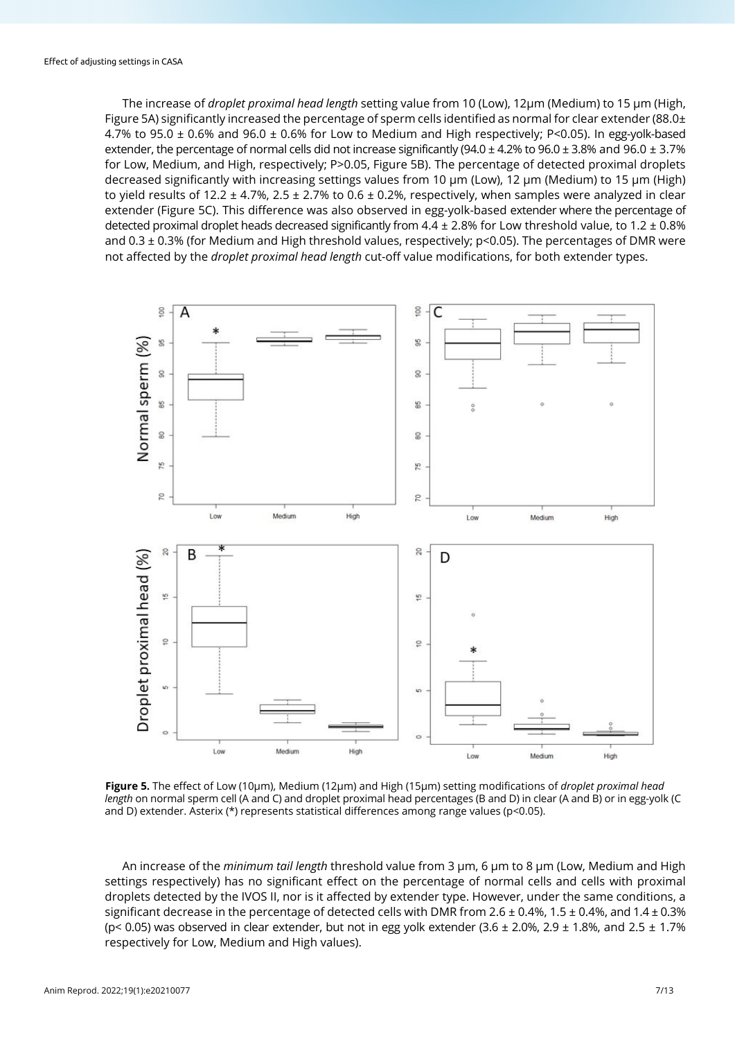The increase of *droplet proximal head length* setting value from 10 (Low), 12µm (Medium) to 15 µm (High, Figure 5A) significantly increased the percentage of sperm cells identified as normal for clear extender (88.0± 4.7% to 95.0 ± 0.6% and 96.0 ± 0.6% for Low to Medium and High respectively; P<0.05). In egg-yolk-based extender, the percentage of normal cells did not increase significantly (94.0 ± 4.2% to 96.0 ± 3.8% and 96.0 ± 3.7% for Low, Medium, and High, respectively; P>0.05, Figure 5B). The percentage of detected proximal droplets decreased significantly with increasing settings values from 10 µm (Low), 12 µm (Medium) to 15 µm (High) to yield results of 12.2 ± 4.7%, 2.5 ± 2.7% to 0.6 ± 0.2%, respectively, when samples were analyzed in clear extender (Figure 5C). This difference was also observed in egg-yolk-based extender where the percentage of detected proximal droplet heads decreased significantly from 4.4 ± 2.8% for Low threshold value, to 1.2 ± 0.8% and 0.3 ± 0.3% (for Medium and High threshold values, respectively; p<0.05). The percentages of DMR were not affected by the *droplet proximal head length* cut-off value modifications, for both extender types.

**Figure 5.** The effect of Low (10µm), Medium (12µm) and High (15µm) setting modifications of *droplet proximal head length* on normal sperm cell (A and C) and droplet proximal head percentages (B and D) in clear (A and B) or in egg-yolk (C and D) extender. Asterix (*) represents statistical differences among range values (p<0.05).

An increase of the *minimum tail length* threshold value from 3 µm, 6 µm to 8 µm (Low, Medium and High settings respectively) has no significant effect on the percentage of normal cells and cells with proximal droplets detected by the IVOS II, nor is it affected by extender type. However, under the same conditions, a significant decrease in the percentage of detected cells with DMR from 2.6 ± 0.4%, 1.5 ± 0.4%, and 1.4 ± 0.3% (p< 0.05) was observed in clear extender, but not in egg yolk extender (3.6 ± 2.0%, 2.9 ± 1.8%, and 2.5 ± 1.7% respectively for Low, Medium and High values).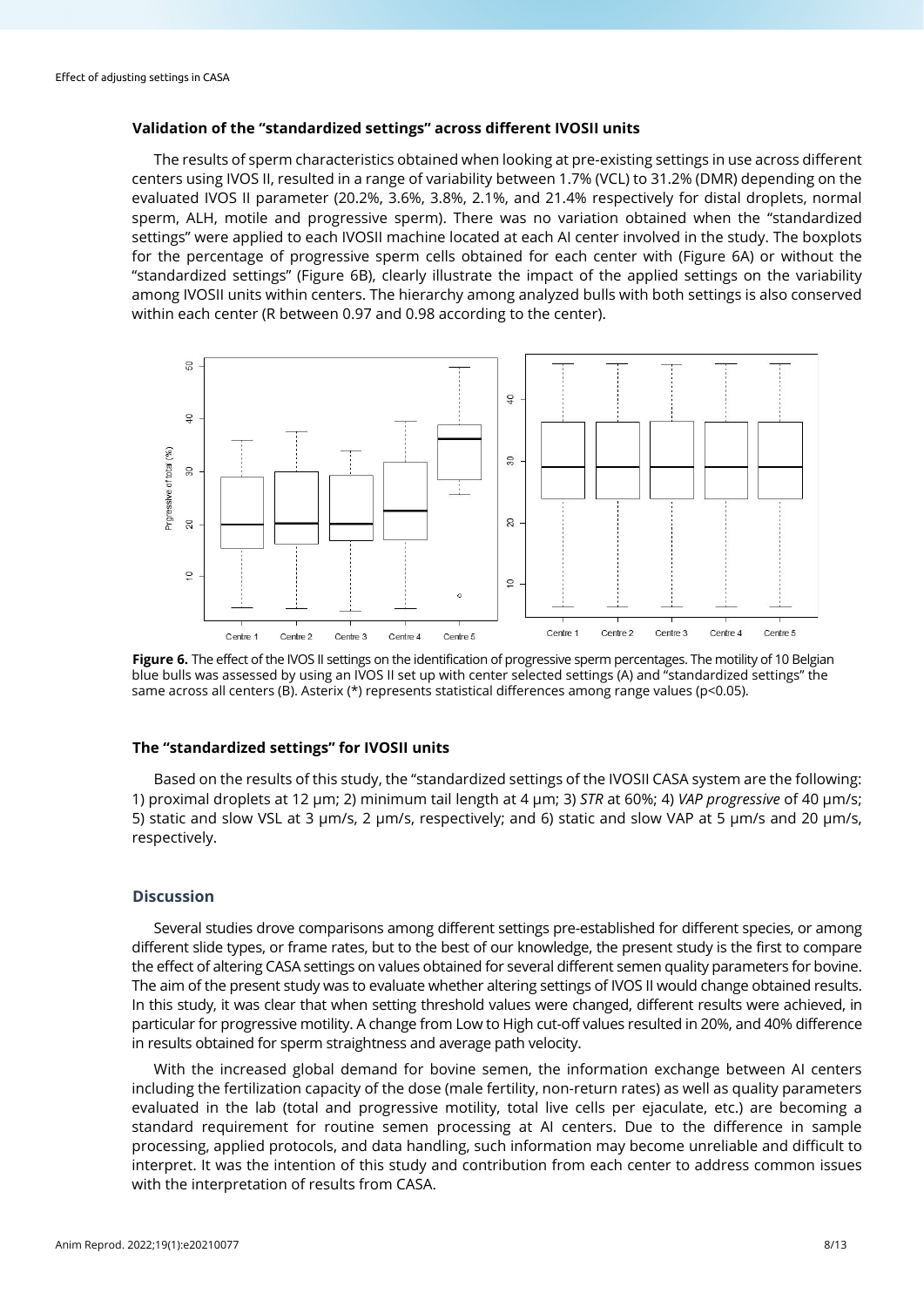### Validation of the "standardized settings" across different IVOSII units

The results of sperm characteristics obtained when looking at pre-existing settings in use across different centers using IVOS II, resulted in a range of variability between 1.7% (VCL) to 31.2% (DMR) depending on the evaluated IVOS II parameter (20.2%, 3.6%, 3.8%, 2.1%, and 21.4% respectively for distal droplets, normal sperm, ALH, motile and progressive sperm). There was no variation obtained when the "standardized settings" were applied to each IVOSII machine located at each AI center involved in the study. The boxplots for the percentage of progressive sperm cells obtained for each center with (Figure 6A) or without the "standardized settings" (Figure 6B), clearly illustrate the impact of the applied settings on the variability among IVOSII units within centers. The hierarchy among analyzed bulls with both settings is also conserved within each center (R between 0.97 and 0.98 according to the center).

**Figure 6.** The effect of the IVOS II settings on the identification of progressive sperm percentages. The motility of 10 Belgian blue bulls was assessed by using an IVOS II set up with center selected settings (A) and "standardized settings" the same across all centers (B). Asterix (*) represents statistical differences among range values ($p<0.05$).

### The "standardized settings" for IVOSII units

Based on the results of this study, the "standardized settings of the IVOSII CASA system are the following: 1) proximal droplets at 12 µm; 2) minimum tail length at 4 µm; 3) *STR* at 60%; 4) *VAP progressive* of 40 µm/s; 5) static and slow VSL at 3 µm/s, 2 µm/s, respectively; and 6) static and slow VAP at 5 µm/s and 20 µm/s, respectively.

## Discussion

Several studies drove comparisons among different settings pre-established for different species, or among different slide types, or frame rates, but to the best of our knowledge, the present study is the first to compare the effect of altering CASA settings on values obtained for several different semen quality parameters for bovine. The aim of the present study was to evaluate whether altering settings of IVOS II would change obtained results. In this study, it was clear that when setting threshold values were changed, different results were achieved, in particular for progressive motility. A change from Low to High cut-off values resulted in 20%, and 40% difference in results obtained for sperm straightness and average path velocity.

With the increased global demand for bovine semen, the information exchange between AI centers including the fertilization capacity of the dose (male fertility, non-return rates) as well as quality parameters evaluated in the lab (total and progressive motility, total live cells per ejaculate, etc.) are becoming a standard requirement for routine semen processing at AI centers. Due to the difference in sample processing, applied protocols, and data handling, such information may become unreliable and difficult to interpret. It was the intention of this study and contribution from each center to address common issues with the interpretation of results from CASA.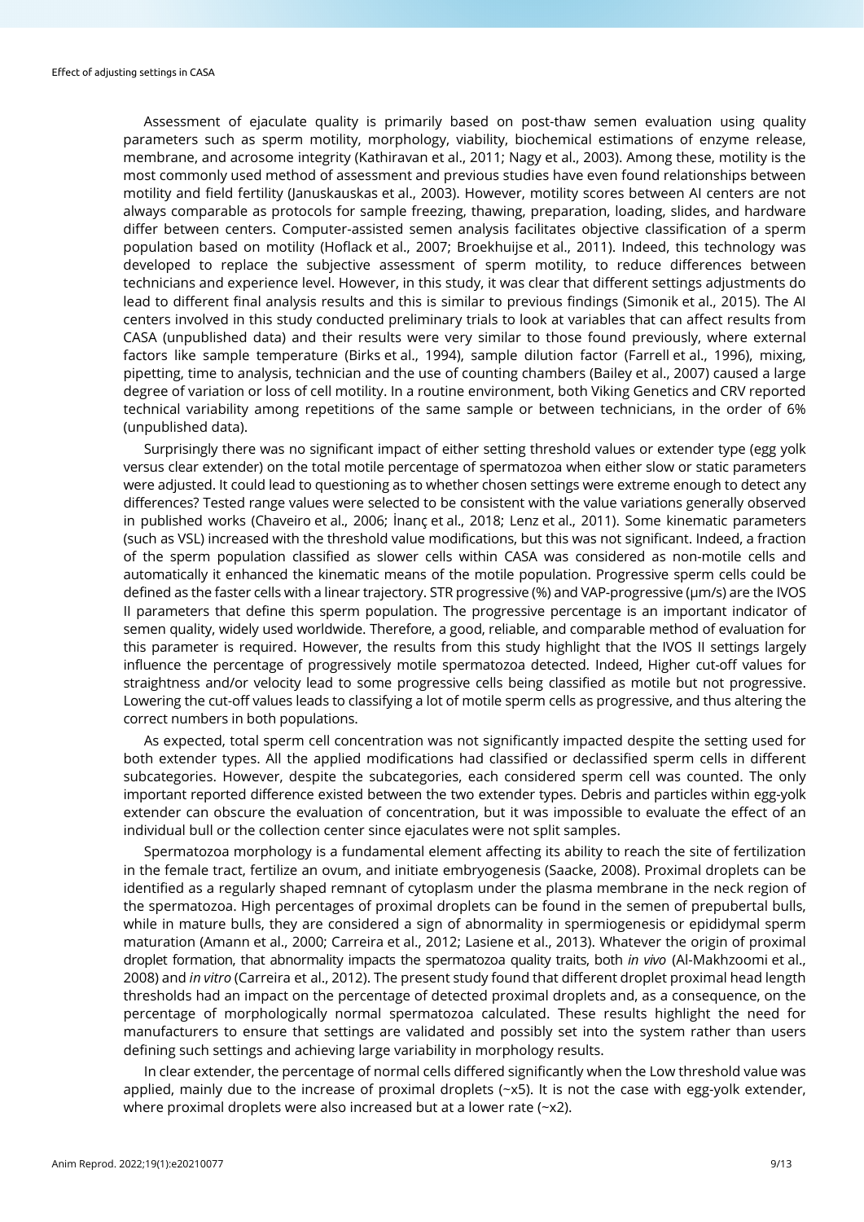Assessment of ejaculate quality is primarily based on post-thaw semen evaluation using quality parameters such as sperm motility, morphology, viability, biochemical estimations of enzyme release, membrane, and acrosome integrity (Kathiravan et al., 2011; Nagy et al., 2003). Among these, motility is the most commonly used method of assessment and previous studies have even found relationships between motility and field fertility (Januskauskas et al., 2003). However, motility scores between AI centers are not always comparable as protocols for sample freezing, thawing, preparation, loading, slides, and hardware differ between centers. Computer-assisted semen analysis facilitates objective classification of a sperm population based on motility (Hoflack et al., 2007; Broekhuijse et al., 2011). Indeed, this technology was developed to replace the subjective assessment of sperm motility, to reduce differences between technicians and experience level. However, in this study, it was clear that different settings adjustments do lead to different final analysis results and this is similar to previous findings (Simonik et al., 2015). The AI centers involved in this study conducted preliminary trials to look at variables that can affect results from CASA (unpublished data) and their results were very similar to those found previously, where external factors like sample temperature (Birks et al., 1994), sample dilution factor (Farrell et al., 1996), mixing, pipetting, time to analysis, technician and the use of counting chambers (Bailey et al., 2007) caused a large degree of variation or loss of cell motility. In a routine environment, both Viking Genetics and CRV reported technical variability among repetitions of the same sample or between technicians, in the order of 6% (unpublished data).

Surprisingly there was no significant impact of either setting threshold values or extender type (egg yolk versus clear extender) on the total motile percentage of spermatozoa when either slow or static parameters were adjusted. It could lead to questioning as to whether chosen settings were extreme enough to detect any differences? Tested range values were selected to be consistent with the value variations generally observed in published works (Chaveiro et al., 2006; İnanç et al., 2018; Lenz et al., 2011). Some kinematic parameters (such as VSL) increased with the threshold value modifications, but this was not significant. Indeed, a fraction of the sperm population classified as slower cells within CASA was considered as non-motile cells and automatically it enhanced the kinematic means of the motile population. Progressive sperm cells could be defined as the faster cells with a linear trajectory. STR progressive (%) and VAP-progressive (µm/s) are the IVOS II parameters that define this sperm population. The progressive percentage is an important indicator of semen quality, widely used worldwide. Therefore, a good, reliable, and comparable method of evaluation for this parameter is required. However, the results from this study highlight that the IVOS II settings largely influence the percentage of progressively motile spermatozoa detected. Indeed, Higher cut-off values for straightness and/or velocity lead to some progressive cells being classified as motile but not progressive. Lowering the cut-off values leads to classifying a lot of motile sperm cells as progressive, and thus altering the correct numbers in both populations.

As expected, total sperm cell concentration was not significantly impacted despite the setting used for both extender types. All the applied modifications had classified or declassified sperm cells in different subcategories. However, despite the subcategories, each considered sperm cell was counted. The only important reported difference existed between the two extender types. Debris and particles within egg-yolk extender can obscure the evaluation of concentration, but it was impossible to evaluate the effect of an individual bull or the collection center since ejaculates were not split samples.

Spermatozoa morphology is a fundamental element affecting its ability to reach the site of fertilization in the female tract, fertilize an ovum, and initiate embryogenesis (Saacke, 2008). Proximal droplets can be identified as a regularly shaped remnant of cytoplasm under the plasma membrane in the neck region of the spermatozoa. High percentages of proximal droplets can be found in the semen of prepubertal bulls, while in mature bulls, they are considered a sign of abnormality in spermiogenesis or epididymal sperm maturation (Amann et al., 2000; Carreira et al., 2012; Lasiene et al., 2013). Whatever the origin of proximal droplet formation, that abnormality impacts the spermatozoa quality traits, both *in vivo* (Al-Makhzoomi et al., 2008) and *in vitro* (Carreira et al., 2012). The present study found that different droplet proximal head length thresholds had an impact on the percentage of detected proximal droplets and, as a consequence, on the percentage of morphologically normal spermatozoa calculated. These results highlight the need for manufacturers to ensure that settings are validated and possibly set into the system rather than users defining such settings and achieving large variability in morphology results.

In clear extender, the percentage of normal cells differed significantly when the Low threshold value was applied, mainly due to the increase of proximal droplets (~x5). It is not the case with egg-yolk extender, where proximal droplets were also increased but at a lower rate (~x2).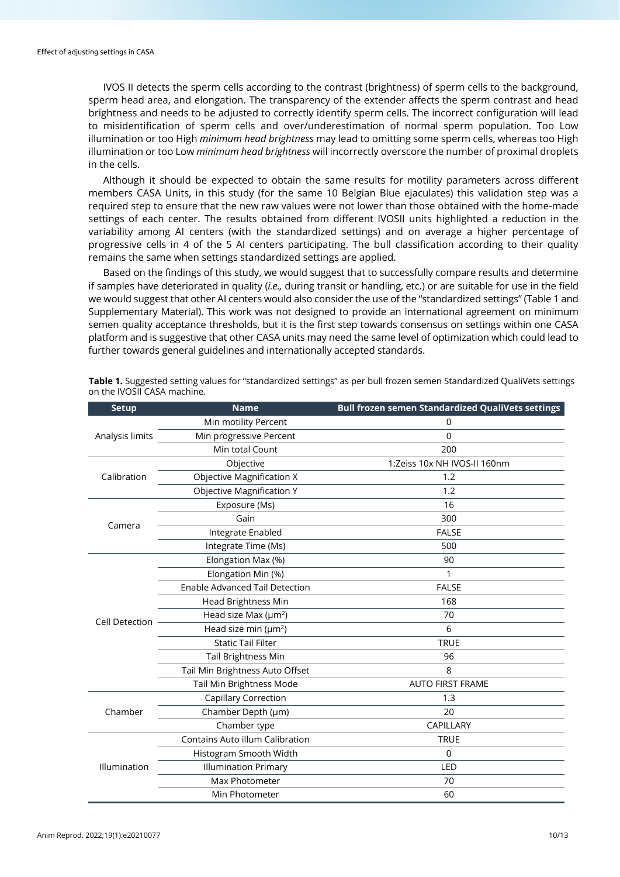IVOS II detects the sperm cells according to the contrast (brightness) of sperm cells to the background, sperm head area, and elongation. The transparency of the extender affects the sperm contrast and head brightness and needs to be adjusted to correctly identify sperm cells. The incorrect configuration will lead to misidentification of sperm cells and over/underestimation of normal sperm population. Too Low illumination or too High *minimum head brightness* may lead to omitting some sperm cells, whereas too High illumination or too Low *minimum head brightness* will incorrectly overscore the number of proximal droplets in the cells.

Although it should be expected to obtain the same results for motility parameters across different members CASA Units, in this study (for the same 10 Belgian Blue ejaculates) this validation step was a required step to ensure that the new raw values were not lower than those obtained with the home-made settings of each center. The results obtained from different IVOSII units highlighted a reduction in the variability among AI centers (with the standardized settings) and on average a higher percentage of progressive cells in 4 of the 5 AI centers participating. The bull classification according to their quality remains the same when settings standardized settings are applied.

Based on the findings of this study, we would suggest that to successfully compare results and determine if samples have deteriorated in quality (*i.e.,* during transit or handling, etc.) or are suitable for use in the field we would suggest that other AI centers would also consider the use of the "standardized settings" (Table 1 and Supplementary Material). This work was not designed to provide an international agreement on minimum semen quality acceptance thresholds, but it is the first step towards consensus on settings within one CASA platform and is suggestive that other CASA units may need the same level of optimization which could lead to further towards general guidelines and internationally accepted standards.

**Table 1.** Suggested setting values for "standardized settings" as per bull frozen semen Standardized QualiVets settings on the IVOSII CASA machine.

| Setup | Name | Bull frozen semen Standardized QualiVets settings |
|---|---|---|
| Analysis limits | Min motility Percent | 0 |
| | Min progressive Percent | 0 |
| | Min total Count | 200 |
| Calibration | Objective | 1:Zeiss 10x NH IVOS-II 160nm |
| | Objective Magnification X | 1.2 |
| | Objective Magnification Y | 1.2 |
| Camera | Exposure (Ms) | 16 |
| | Gain | 300 |
| | Integrate Enabled | FALSE |
| | Integrate Time (Ms) | 500 |
| Cell Detection | Elongation Max (%) | 90 |
| | Elongation Min (%) | 1 |
| | Enable Advanced Tail Detection | FALSE |
| | Head Brightness Min | 168 |
| | Head size Max (μm$^2$) | 70 |
| | Head size min (μm$^2$) | 6 |
| | Static Tail Filter | TRUE |
| | Tail Brightness Min | 96 |
| | Tail Min Brightness Auto Offset | 8 |
| | Tail Min Brightness Mode | AUTO FIRST FRAME |
| Chamber | Capillary Correction | 1.3 |
| | Chamber Depth (μm) | 20 |
| | Chamber type | CAPILLARY |
| Illumination | Contains Auto illum Calibration | TRUE |
| | Histogram Smooth Width | 0 |
| | Illumination Primary | LED |
| | Max Photometer | 70 |
| | Min Photometer | 60 |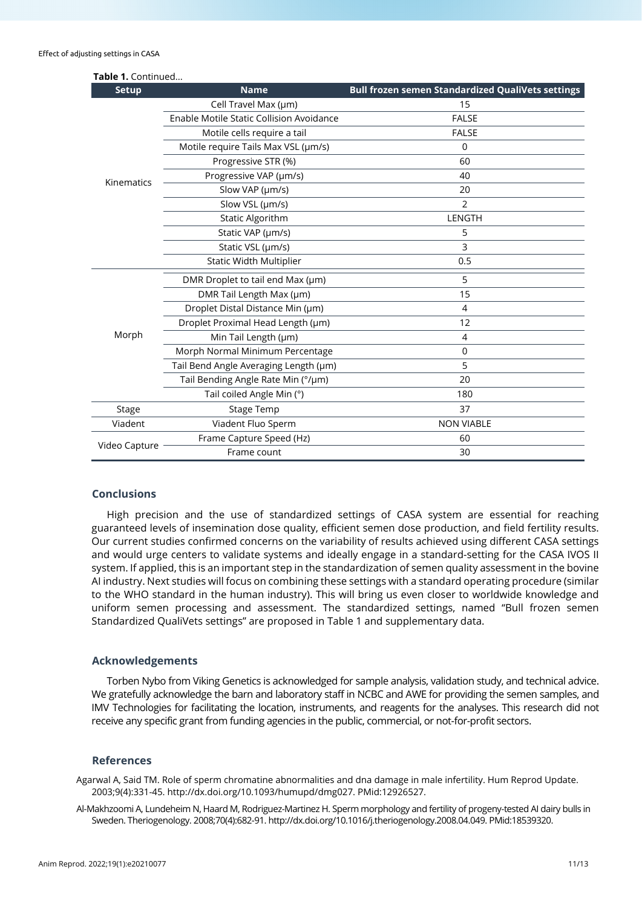**Table 1.** Continued...

| Setup | Name | Bull frozen semen Standardized QualiVets settings |
|---|---|---|
| Kinematics | Cell Travel Max (μm) | 15 |
| | Enable Motile Static Collision Avoidance | FALSE |
| | Motile cells require a tail | FALSE |
| | Motile require Tails Max VSL (μm/s) | 0 |
| | Progressive STR (%) | 60 |
| | Progressive VAP (μm/s) | 40 |
| | Slow VAP (μm/s) | 20 |
| | Slow VSL (μm/s) | 2 |
| | Static Algorithm | LENGTH |
| | Static VAP (μm/s) | 5 |
| | Static VSL (μm/s) | 3 |
| | Static Width Multiplier | 0.5 |
| Morph | DMR Droplet to tail end Max (μm) | 5 |
| | DMR Tail Length Max (μm) | 15 |
| | Droplet Distal Distance Min (μm) | 4 |
| | Droplet Proximal Head Length (μm) | 12 |
| | Min Tail Length (μm) | 4 |
| | Morph Normal Minimum Percentage | 0 |
| | Tail Bend Angle Averaging Length (μm) | 5 |
| | Tail Bending Angle Rate Min (°/μm) | 20 |
| | Tail coiled Angle Min (°) | 180 |
| Stage | Stage Temp | 37 |
| Viadent | Viadent Fluo Sperm | NON VIABLE |
| Video Capture | Frame Capture Speed (Hz) | 60 |
| | Frame count | 30 |

## Conclusions

High precision and the use of standardized settings of CASA system are essential for reaching guaranteed levels of insemination dose quality, efficient semen dose production, and field fertility results. Our current studies confirmed concerns on the variability of results achieved using different CASA settings and would urge centers to validate systems and ideally engage in a standard-setting for the CASA IVOS II system. If applied, this is an important step in the standardization of semen quality assessment in the bovine AI industry. Next studies will focus on combining these settings with a standard operating procedure (similar to the WHO standard in the human industry). This will bring us even closer to worldwide knowledge and uniform semen processing and assessment. The standardized settings, named "Bull frozen semen Standardized QualiVets settings" are proposed in Table 1 and supplementary data.

## Acknowledgements

Torben Nybo from Viking Genetics is acknowledged for sample analysis, validation study, and technical advice. We gratefully acknowledge the barn and laboratory staff in NCBC and AWE for providing the semen samples, and IMV Technologies for facilitating the location, instruments, and reagents for the analyses. This research did not receive any specific grant from funding agencies in the public, commercial, or not-for-profit sectors.

## References

Agarwal A, Said TM. Role of sperm chromatine abnormalities and dna damage in male infertility. Hum Reprod Update. 2003;9(4):331-45. http://dx.doi.org/10.1093/humupd/dmg027. PMid:12926527.

Al-Makhzoomi A, Lundeheim N, Haard M, Rodriguez-Martinez H. Sperm morphology and fertility of progeny-tested AI dairy bulls in Sweden. Theriogenology. 2008;70(4):682-91. http://dx.doi.org/10.1016/j.theriogenology.2008.04.049. PMid:18539320.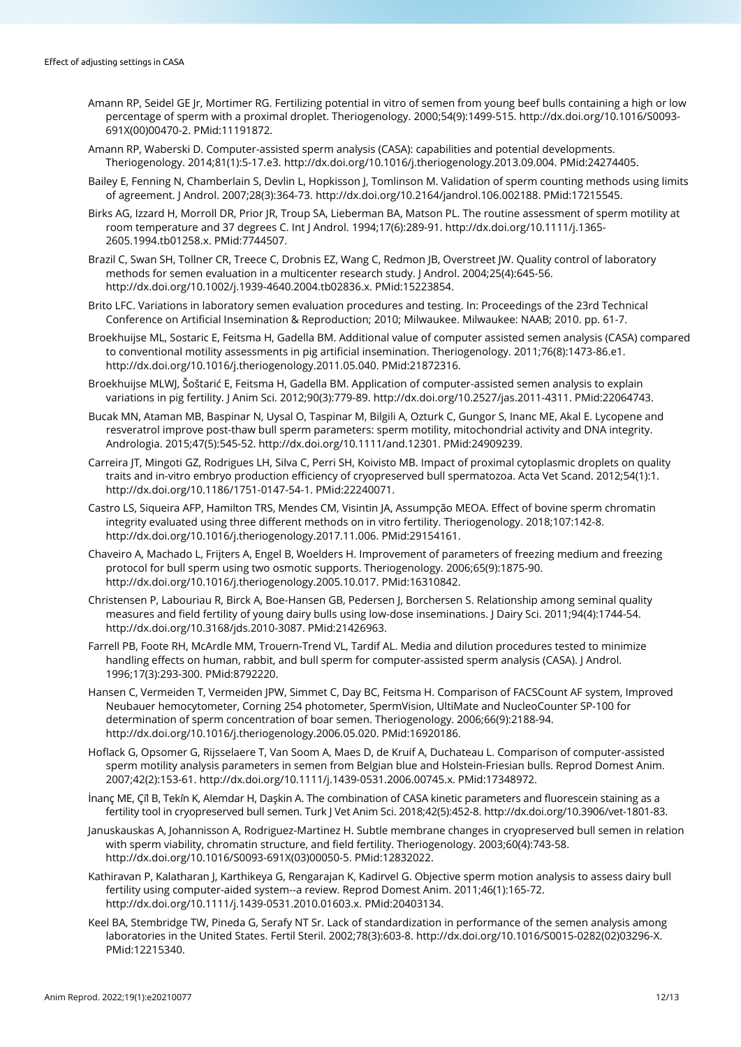Amann RP, Seidel GE Jr, Mortimer RG. Fertilizing potential in vitro of semen from young beef bulls containing a high or low percentage of sperm with a proximal droplet. Theriogenology. 2000;54(9):1499-515. http://dx.doi.org/10.1016/S0093-691X(00)00470-2. PMid:11191872.

Amann RP, Waberski D. Computer-assisted sperm analysis (CASA): capabilities and potential developments. Theriogenology. 2014;81(1):5-17.e3. http://dx.doi.org/10.1016/j.theriogenology.2013.09.004. PMid:24274405.

Bailey E, Fenning N, Chamberlain S, Devlin L, Hopkisson J, Tomlinson M. Validation of sperm counting methods using limits of agreement. J Androl. 2007;28(3):364-73. http://dx.doi.org/10.2164/jandrol.106.002188. PMid:17215545.

Birks AG, Izzard H, Morroll DR, Prior JR, Troup SA, Lieberman BA, Matson PL. The routine assessment of sperm motility at room temperature and 37 degrees C. Int J Androl. 1994;17(6):289-91. http://dx.doi.org/10.1111/j.1365-2605.1994.tb01258.x. PMid:7744507.

Brazil C, Swan SH, Tollner CR, Treece C, Drobnis EZ, Wang C, Redmon JB, Overstreet JW. Quality control of laboratory methods for semen evaluation in a multicenter research study. J Androl. 2004;25(4):645-56. http://dx.doi.org/10.1002/j.1939-4640.2004.tb02836.x. PMid:15223854.

Brito LFC. Variations in laboratory semen evaluation procedures and testing. In: Proceedings of the 23rd Technical Conference on Artificial Insemination & Reproduction; 2010; Milwaukee. Milwaukee: NAAB; 2010. pp. 61-7.

Broekhuijse ML, Sostaric E, Feitsma H, Gadella BM. Additional value of computer assisted semen analysis (CASA) compared to conventional motility assessments in pig artificial insemination. Theriogenology. 2011;76(8):1473-86.e1. http://dx.doi.org/10.1016/j.theriogenology.2011.05.040. PMid:21872316.

Broekhuijse MLWJ, Šoštarić E, Feitsma H, Gadella BM. Application of computer-assisted semen analysis to explain variations in pig fertility. J Anim Sci. 2012;90(3):779-89. http://dx.doi.org/10.2527/jas.2011-4311. PMid:22064743.

Bucak MN, Ataman MB, Baspinar N, Uysal O, Taspinar M, Bilgili A, Ozturk C, Gungor S, Inanc ME, Akal E. Lycopene and resveratrol improve post-thaw bull sperm parameters: sperm motility, mitochondrial activity and DNA integrity. Andrologia. 2015;47(5):545-52. http://dx.doi.org/10.1111/and.12301. PMid:24909239.

Carreira JT, Mingoti GZ, Rodrigues LH, Silva C, Perri SH, Koivisto MB. Impact of proximal cytoplasmic droplets on quality traits and in-vitro embryo production efficiency of cryopreserved bull spermatozoa. Acta Vet Scand. 2012;54(1):1. http://dx.doi.org/10.1186/1751-0147-54-1. PMid:22240071.

Castro LS, Siqueira AFP, Hamilton TRS, Mendes CM, Visintin JA, Assumpção MEOA. Effect of bovine sperm chromatin integrity evaluated using three different methods on in vitro fertility. Theriogenology. 2018;107:142-8. http://dx.doi.org/10.1016/j.theriogenology.2017.11.006. PMid:29154161.

Chaveiro A, Machado L, Frijters A, Engel B, Woelders H. Improvement of parameters of freezing medium and freezing protocol for bull sperm using two osmotic supports. Theriogenology. 2006;65(9):1875-90. http://dx.doi.org/10.1016/j.theriogenology.2005.10.017. PMid:16310842.

Christensen P, Labouriau R, Birck A, Boe-Hansen GB, Pedersen J, Borchersen S. Relationship among seminal quality measures and field fertility of young dairy bulls using low-dose inseminations. J Dairy Sci. 2011;94(4):1744-54. http://dx.doi.org/10.3168/jds.2010-3087. PMid:21426963.

Farrell PB, Foote RH, McArdle MM, Trouern-Trend VL, Tardif AL. Media and dilution procedures tested to minimize handling effects on human, rabbit, and bull sperm for computer-assisted sperm analysis (CASA). J Androl. 1996;17(3):293-300. PMid:8792220.

Hansen C, Vermeiden T, Vermeiden JPW, Simmet C, Day BC, Feitsma H. Comparison of FACSCount AF system, Improved Neubauer hemocytometer, Corning 254 photometer, SpermVision, UltiMate and NucleoCounter SP-100 for determination of sperm concentration of boar semen. Theriogenology. 2006;66(9):2188-94. http://dx.doi.org/10.1016/j.theriogenology.2006.05.020. PMid:16920186.

Hoflack G, Opsomer G, Rijsselaere T, Van Soom A, Maes D, de Kruif A, Duchateau L. Comparison of computer-assisted sperm motility analysis parameters in semen from Belgian blue and Holstein-Friesian bulls. Reprod Domest Anim. 2007;42(2):153-61. http://dx.doi.org/10.1111/j.1439-0531.2006.00745.x. PMid:17348972.

İnanç ME, Çīl B, Tekīn K, Alemdar H, Daşkin A. The combination of CASA kinetic parameters and fluorescein staining as a fertility tool in cryopreserved bull semen. Turk J Vet Anim Sci. 2018;42(5):452-8. http://dx.doi.org/10.3906/vet-1801-83.

Januskauskas A, Johannisson A, Rodriguez-Martinez H. Subtle membrane changes in cryopreserved bull semen in relation with sperm viability, chromatin structure, and field fertility. Theriogenology. 2003;60(4):743-58. http://dx.doi.org/10.1016/S0093-691X(03)00050-5. PMid:12832022.

Kathiravan P, Kalatharan J, Karthikeya G, Rengarajan K, Kadirvel G. Objective sperm motion analysis to assess dairy bull fertility using computer-aided system--a review. Reprod Domest Anim. 2011;46(1):165-72. http://dx.doi.org/10.1111/j.1439-0531.2010.01603.x. PMid:20403134.

Keel BA, Stembridge TW, Pineda G, Serafy NT Sr. Lack of standardization in performance of the semen analysis among laboratories in the United States. Fertil Steril. 2002;78(3):603-8. http://dx.doi.org/10.1016/S0015-0282(02)03296-X. PMid:12215340.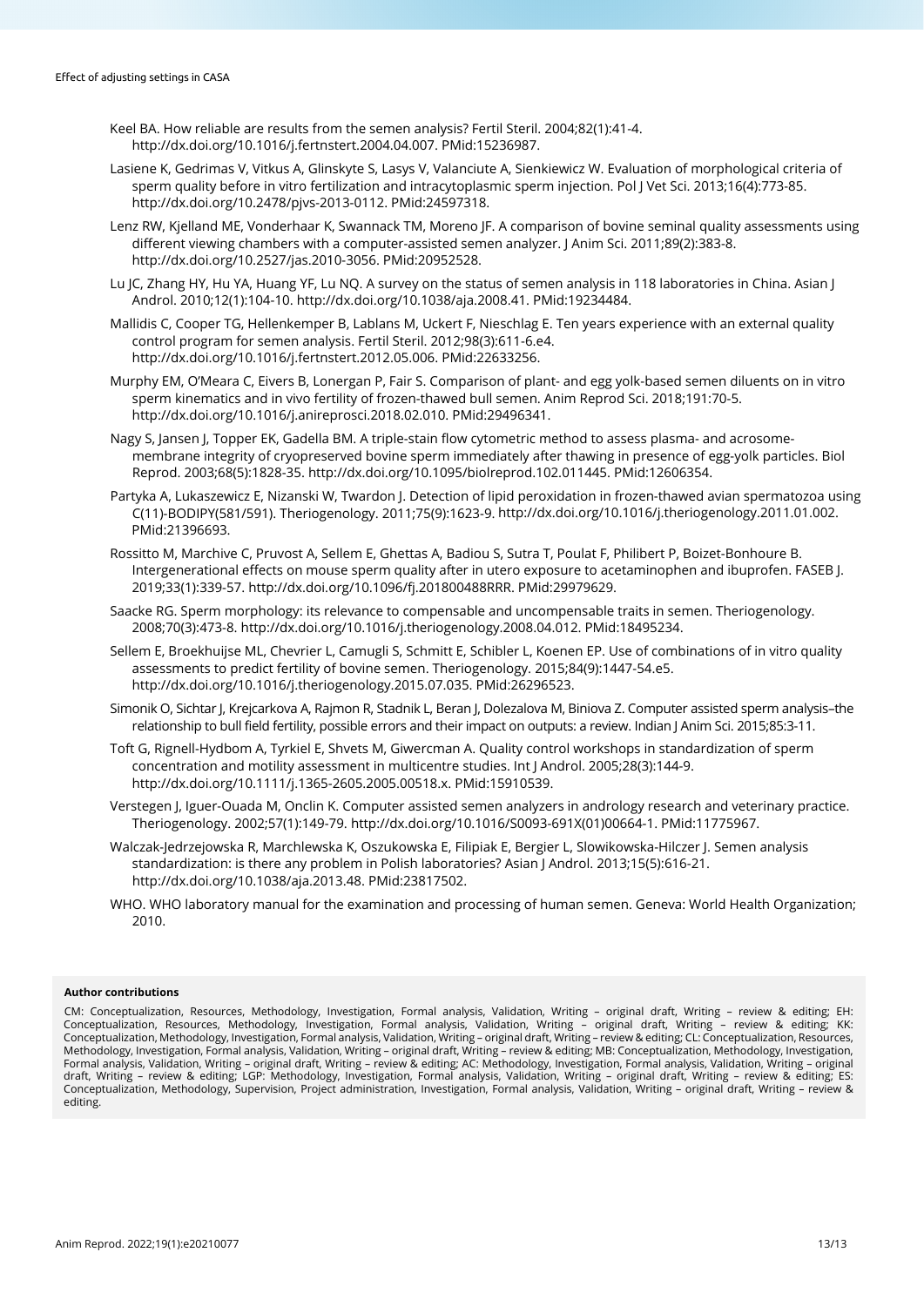Keel BA. How reliable are results from the semen analysis? Fertil Steril. 2004;82(1):41-4. http://dx.doi.org/10.1016/j.fertnstert.2004.04.007. PMid:15236987.

Lasiene K, Gedrimas V, Vitkus A, Glinskyte S, Lasys V, Valanciute A, Sienkiewicz W. Evaluation of morphological criteria of sperm quality before in vitro fertilization and intracytoplasmic sperm injection. Pol J Vet Sci. 2013;16(4):773-85. http://dx.doi.org/10.2478/pjvs-2013-0112. PMid:24597318.

Lenz RW, Kjelland ME, Vonderhaar K, Swannack TM, Moreno JF. A comparison of bovine seminal quality assessments using different viewing chambers with a computer-assisted semen analyzer. J Anim Sci. 2011;89(2):383-8. http://dx.doi.org/10.2527/jas.2010-3056. PMid:20952528.

Lu JC, Zhang HY, Hu YA, Huang YF, Lu NQ. A survey on the status of semen analysis in 118 laboratories in China. Asian J Androl. 2010;12(1):104-10. http://dx.doi.org/10.1038/aja.2008.41. PMid:19234484.

Mallidis C, Cooper TG, Hellenkemper B, Lablans M, Uckert F, Nieschlag E. Ten years experience with an external quality control program for semen analysis. Fertil Steril. 2012;98(3):611-6.e4. http://dx.doi.org/10.1016/j.fertnstert.2012.05.006. PMid:22633256.

Murphy EM, O'Meara C, Eivers B, Lonergan P, Fair S. Comparison of plant- and egg yolk-based semen diluents on in vitro sperm kinematics and in vivo fertility of frozen-thawed bull semen. Anim Reprod Sci. 2018;191:70-5. http://dx.doi.org/10.1016/j.anireprosci.2018.02.010. PMid:29496341.

Nagy S, Jansen J, Topper EK, Gadella BM. A triple-stain flow cytometric method to assess plasma- and acrosome-membrane integrity of cryopreserved bovine sperm immediately after thawing in presence of egg-yolk particles. Biol Reprod. 2003;68(5):1828-35. http://dx.doi.org/10.1095/biolreprod.102.011445. PMid:12606354.

Partyka A, Lukaszewicz E, Nizanski W, Twardon J. Detection of lipid peroxidation in frozen-thawed avian spermatozoa using C(11)-BODIPY(581/591). Theriogenology. 2011;75(9):1623-9. http://dx.doi.org/10.1016/j.theriogenology.2011.01.002. PMid:21396693.

Rossitto M, Marchive C, Pruvost A, Sellem E, Ghettas A, Badiou S, Sutra T, Poulat F, Philibert P, Boizet-Bonhoure B. Intergenerational effects on mouse sperm quality after in utero exposure to acetaminophen and ibuprofen. FASEB J. 2019;33(1):339-57. http://dx.doi.org/10.1096/fj.201800488RRR. PMid:29979629.

Saacke RG. Sperm morphology: its relevance to compensable and uncompensable traits in semen. Theriogenology. 2008;70(3):473-8. http://dx.doi.org/10.1016/j.theriogenology.2008.04.012. PMid:18495234.

Sellem E, Broekhuijse ML, Chevrier L, Camugli S, Schmitt E, Schibler L, Koenen EP. Use of combinations of in vitro quality assessments to predict fertility of bovine semen. Theriogenology. 2015;84(9):1447-54.e5. http://dx.doi.org/10.1016/j.theriogenology.2015.07.035. PMid:26296523.

Simonik O, Sichtar J, Krejcarkova A, Rajmon R, Stadnik L, Beran J, Dolezalova M, Biniova Z. Computer assisted sperm analysis–the relationship to bull field fertility, possible errors and their impact on outputs: a review. Indian J Anim Sci. 2015;85:3-11.

Toft G, Rignell-Hydbom A, Tyrkiel E, Shvets M, Giwercman A. Quality control workshops in standardization of sperm concentration and motility assessment in multicentre studies. Int J Androl. 2005;28(3):144-9. http://dx.doi.org/10.1111/j.1365-2605.2005.00518.x. PMid:15910539.

Verstegen J, Iguer-Ouada M, Onclin K. Computer assisted semen analyzers in andrology research and veterinary practice. Theriogenology. 2002;57(1):149-79. http://dx.doi.org/10.1016/S0093-691X(01)00664-1. PMid:11775967.

Walczak-Jedrzejowska R, Marchlewska K, Oszukowska E, Filipiak E, Bergier L, Slowikowska-Hilczer J. Semen analysis standardization: is there any problem in Polish laboratories? Asian J Androl. 2013;15(5):616-21. http://dx.doi.org/10.1038/aja.2013.48. PMid:23817502.

WHO. WHO laboratory manual for the examination and processing of human semen. Geneva: World Health Organization; 2010.

**Author contributions**

CM: Conceptualization, Resources, Methodology, Investigation, Formal analysis, Validation, Writing – original draft, Writing – review & editing; EH: Conceptualization, Resources, Methodology, Investigation, Formal analysis, Validation, Writing – original draft, Writing – review & editing; KK: Conceptualization, Methodology, Investigation, Formal analysis, Validation, Writing – original draft, Writing – review & editing; CL: Conceptualization, Resources, Methodology, Investigation, Formal analysis, Validation, Writing – original draft, Writing – review & editing; MB: Conceptualization, Methodology, Investigation, Formal analysis, Validation, Writing – original draft, Writing – review & editing; AC: Methodology, Investigation, Formal analysis, Validation, Writing – original draft, Writing – review & editing; LGP: Methodology, Investigation, Formal analysis, Validation, Writing – original draft, Writing – review & editing; ES: Conceptualization, Methodology, Supervision, Project administration, Investigation, Formal analysis, Validation, Writing – original draft, Writing – review & editing.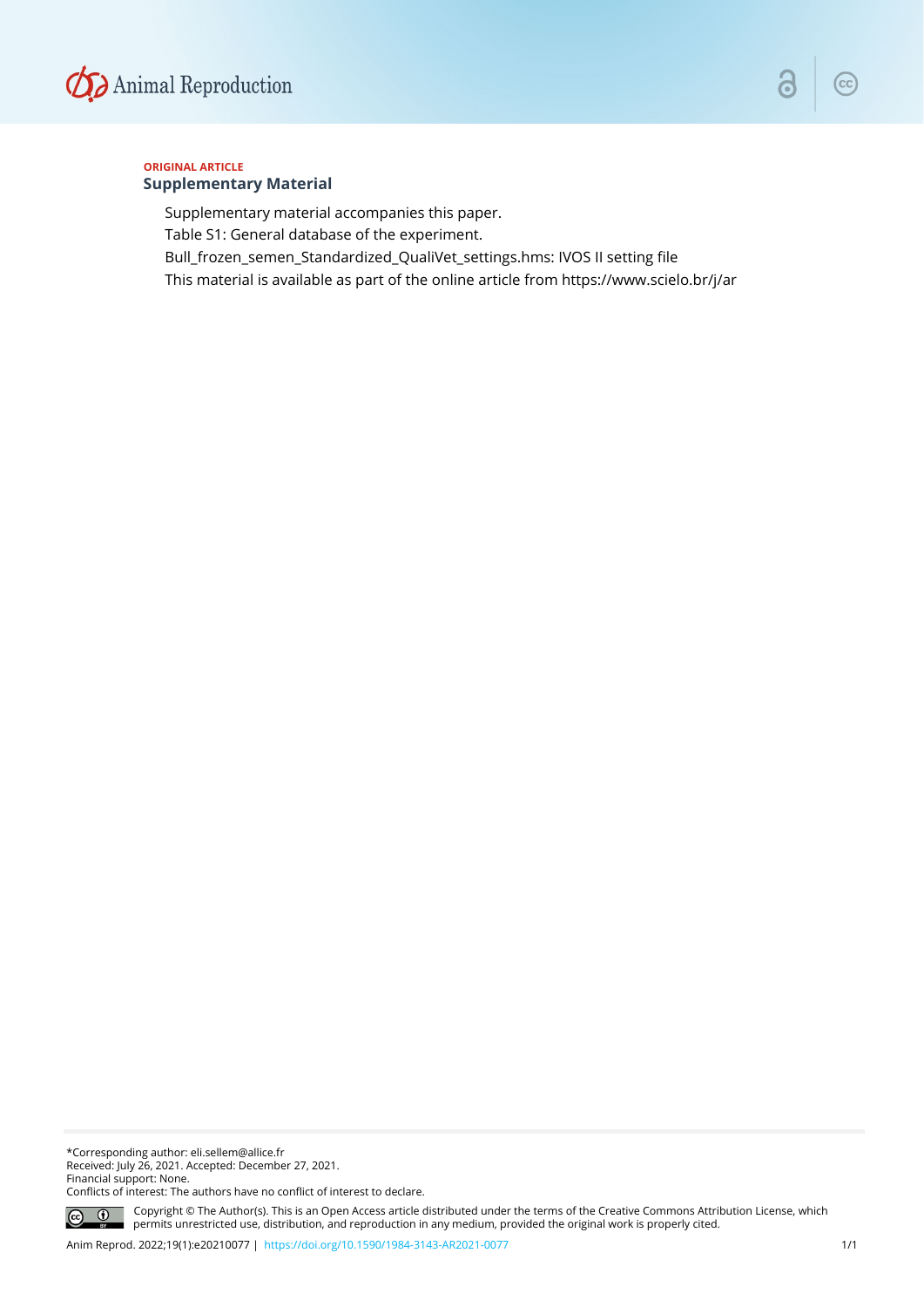ORIGINAL ARTICLE

## Supplementary Material

Supplementary material accompanies this paper.

Table S1: General database of the experiment.

Bull_frozen_semen_Standardized_QualiVet_settings.hms: IVOS II setting file

This material is available as part of the online article from https://www.scielo.br/j/ar

*Corresponding author: eli.sellem@allice.fr
Received: July 26, 2021. Accepted: December 27, 2021.
Financial support: None.
Conflicts of interest: The authors have no conflict of interest to declare.

Copyright © The Author(s). This is an Open Access article distributed under the terms of the Creative Commons Attribution License, which permits unrestricted use, distribution, and reproduction in any medium, provided the original work is properly cited.